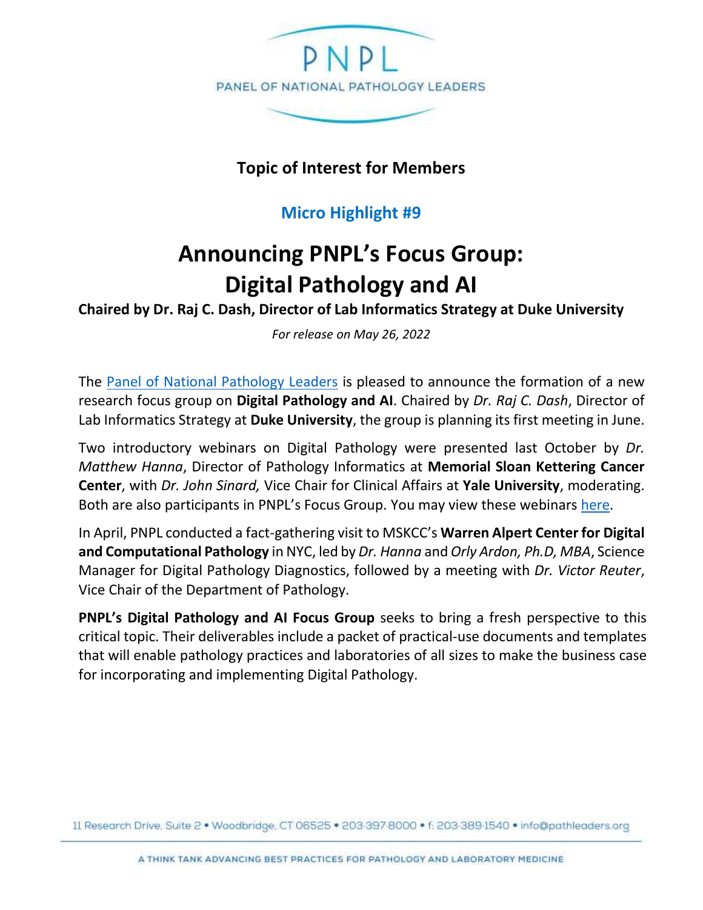PNPL

PANEL OF NATIONAL PATHOLOGY LEADERS

**Topic of Interest for Members**

**Micro Highlight #9**

# Announcing PNPL's Focus Group: Digital Pathology and AI

**Chaired by Dr. Raj C. Dash, Director of Lab Informatics Strategy at Duke University**

*For release on May 26, 2022*

The Panel of National Pathology Leaders is pleased to announce the formation of a new research focus group on **Digital Pathology and AI**. Chaired by *Dr. Raj C. Dash*, Director of Lab Informatics Strategy at **Duke University**, the group is planning its first meeting in June.

Two introductory webinars on Digital Pathology were presented last October by *Dr. Matthew Hanna*, Director of Pathology Informatics at **Memorial Sloan Kettering Cancer Center**, with *Dr. John Sinard,* Vice Chair for Clinical Affairs at **Yale University**, moderating. Both are also participants in PNPL's Focus Group. You may view these webinars here.

In April, PNPL conducted a fact-gathering visit to MSKCC's **Warren Alpert Center for Digital and Computational Pathology** in NYC, led by *Dr. Hanna* and *Orly Ardon, Ph.D, MBA*, Science Manager for Digital Pathology Diagnostics, followed by a meeting with *Dr. Victor Reuter*, Vice Chair of the Department of Pathology.

**PNPL's Digital Pathology and AI Focus Group** seeks to bring a fresh perspective to this critical topic. Their deliverables include a packet of practical-use documents and templates that will enable pathology practices and laboratories of all sizes to make the business case for incorporating and implementing Digital Pathology.

11 Research Drive, Suite 2 • Woodbridge, CT 06525 • 203-397-8000 • f: 203-389-1540 • info@pathleaders.org

A THINK TANK ADVANCING BEST PRACTICES FOR PATHOLOGY AND LABORATORY MEDICINE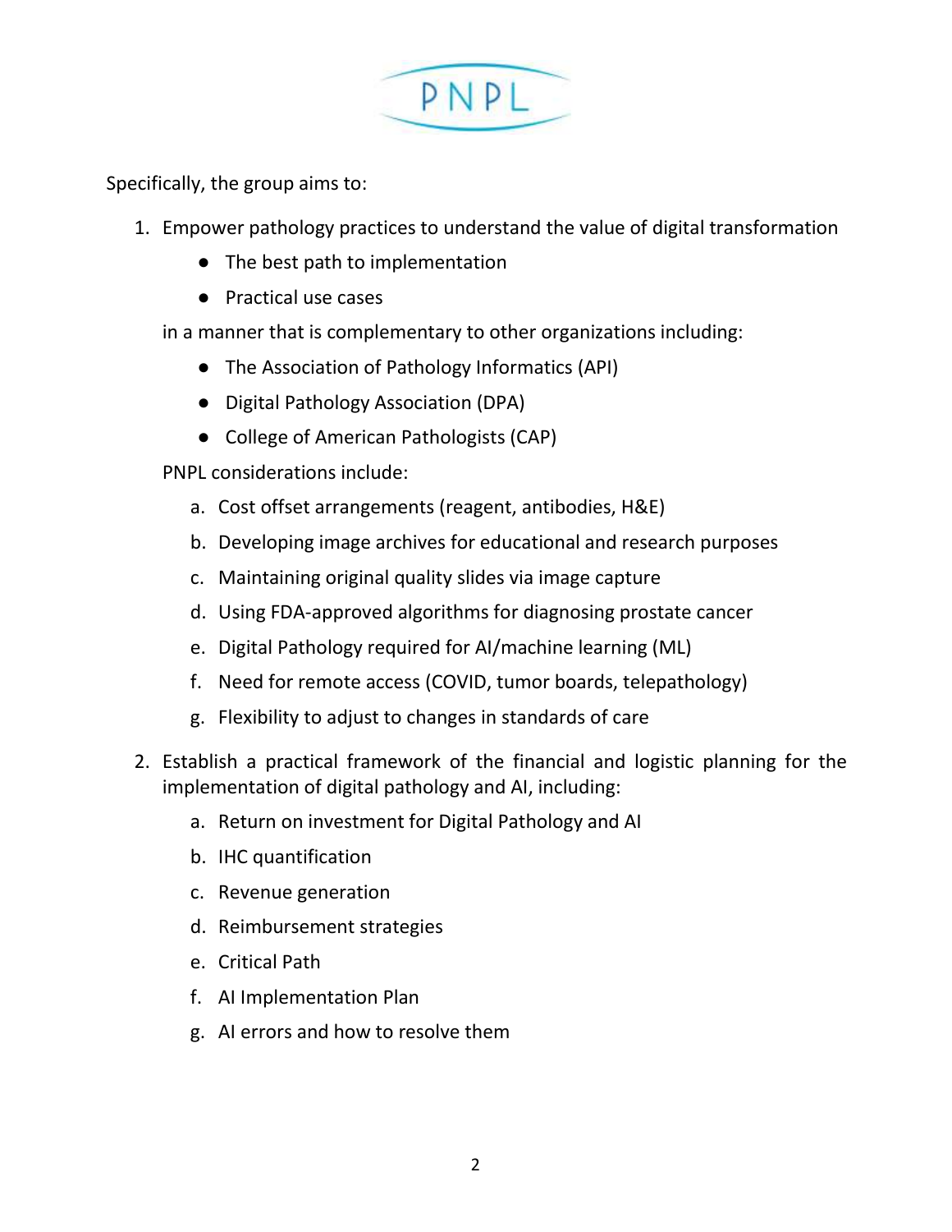Specifically, the group aims to:

1. Empower pathology practices to understand the value of digital transformation
    - The best path to implementation
    - Practical use cases

   in a manner that is complementary to other organizations including:

    - The Association of Pathology Informatics (API)
    - Digital Pathology Association (DPA)
    - College of American Pathologists (CAP)

   PNPL considerations include:

    a. Cost offset arrangements (reagent, antibodies, H&E)
    b. Developing image archives for educational and research purposes
    c. Maintaining original quality slides via image capture
    d. Using FDA-approved algorithms for diagnosing prostate cancer
    e. Digital Pathology required for AI/machine learning (ML)
    f. Need for remote access (COVID, tumor boards, telepathology)
    g. Flexibility to adjust to changes in standards of care

2. Establish a practical framework of the financial and logistic planning for the implementation of digital pathology and AI, including:
    a. Return on investment for Digital Pathology and AI
    b. IHC quantification
    c. Revenue generation
    d. Reimbursement strategies
    e. Critical Path
    f. AI Implementation Plan
    g. AI errors and how to resolve them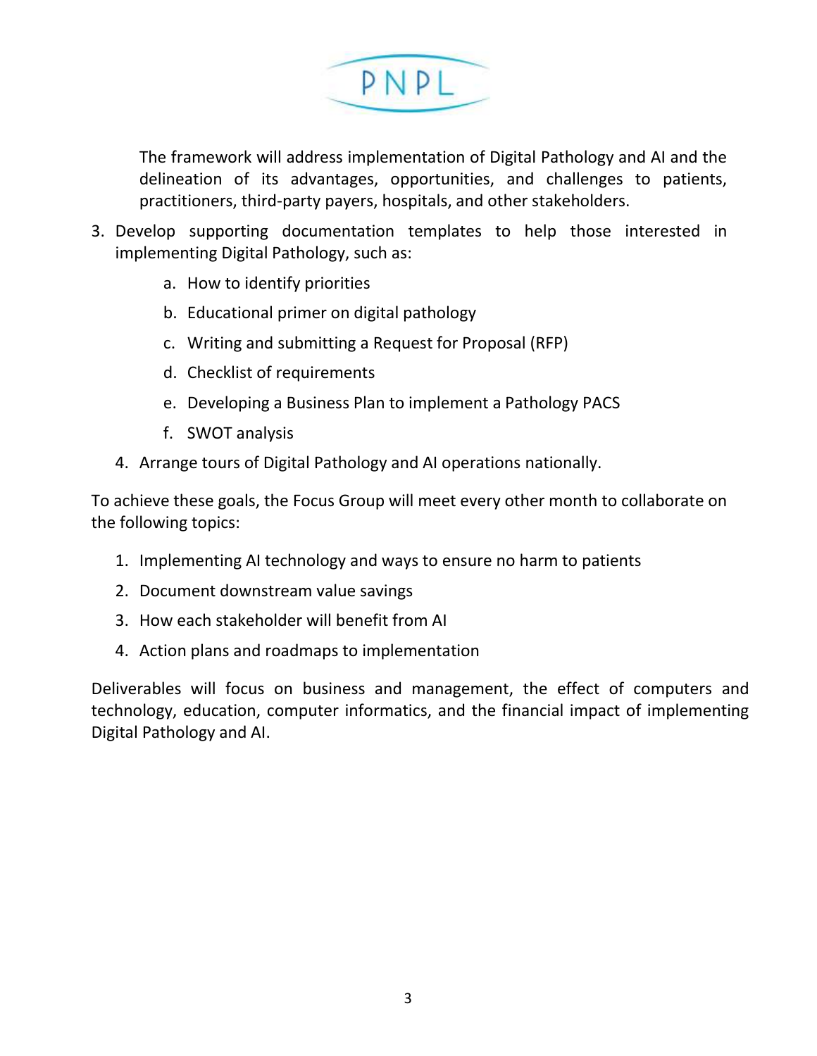The framework will address implementation of Digital Pathology and AI and the delineation of its advantages, opportunities, and challenges to patients, practitioners, third-party payers, hospitals, and other stakeholders.

3. Develop supporting documentation templates to help those interested in implementing Digital Pathology, such as:
    a. How to identify priorities
    b. Educational primer on digital pathology
    c. Writing and submitting a Request for Proposal (RFP)
    d. Checklist of requirements
    e. Developing a Business Plan to implement a Pathology PACS
    f. SWOT analysis
4. Arrange tours of Digital Pathology and AI operations nationally.

To achieve these goals, the Focus Group will meet every other month to collaborate on the following topics:

1. Implementing AI technology and ways to ensure no harm to patients
2. Document downstream value savings
3. How each stakeholder will benefit from AI
4. Action plans and roadmaps to implementation

Deliverables will focus on business and management, the effect of computers and technology, education, computer informatics, and the financial impact of implementing Digital Pathology and AI.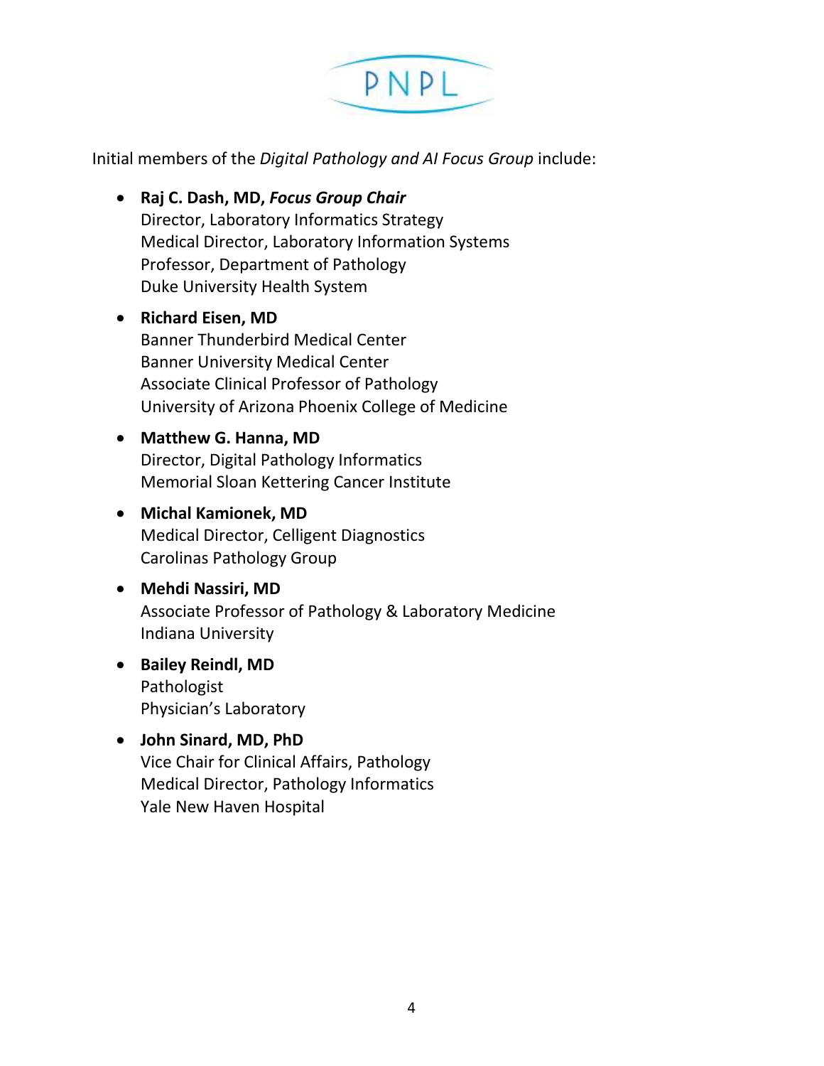PNPL

Initial members of the *Digital Pathology and AI Focus Group* include:

- **Raj C. Dash, MD, *Focus Group Chair***
  Director, Laboratory Informatics Strategy
  Medical Director, Laboratory Information Systems
  Professor, Department of Pathology
  Duke University Health System
- **Richard Eisen, MD**
  Banner Thunderbird Medical Center
  Banner University Medical Center
  Associate Clinical Professor of Pathology
  University of Arizona Phoenix College of Medicine
- **Matthew G. Hanna, MD**
  Director, Digital Pathology Informatics
  Memorial Sloan Kettering Cancer Institute
- **Michal Kamionek, MD**
  Medical Director, Celligent Diagnostics
  Carolinas Pathology Group
- **Mehdi Nassiri, MD**
  Associate Professor of Pathology & Laboratory Medicine
  Indiana University
- **Bailey Reindl, MD**
  Pathologist
  Physician's Laboratory
- **John Sinard, MD, PhD**
  Vice Chair for Clinical Affairs, Pathology
  Medical Director, Pathology Informatics
  Yale New Haven Hospital